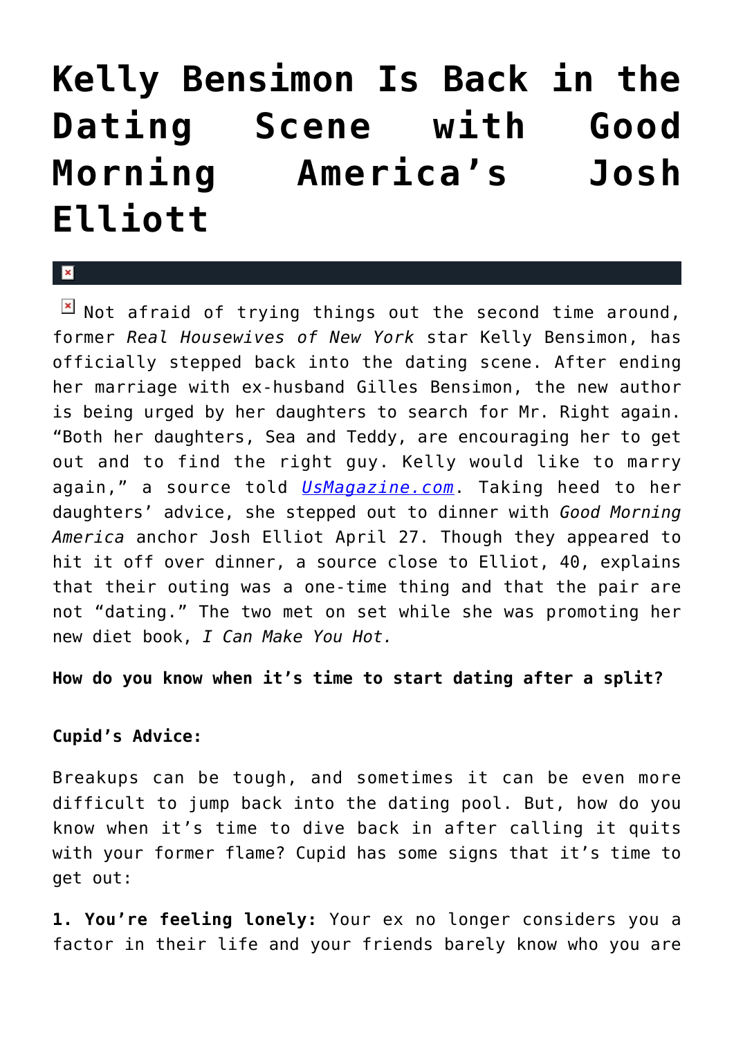# Kelly Bensimon Is Back in the Dating Scene with Good Morning America's Josh Elliott

Not afraid of trying things out the second time around, former *Real Housewives of New York* star Kelly Bensimon, has officially stepped back into the dating scene. After ending her marriage with ex-husband Gilles Bensimon, the new author is being urged by her daughters to search for Mr. Right again. "Both her daughters, Sea and Teddy, are encouraging her to get out and to find the right guy. Kelly would like to marry again," a source told [UsMagazine.com](UsMagazine.com). Taking heed to her daughters' advice, she stepped out to dinner with *Good Morning America* anchor Josh Elliot April 27. Though they appeared to hit it off over dinner, a source close to Elliot, 40, explains that their outing was a one-time thing and that the pair are not "dating." The two met on set while she was promoting her new diet book, *I Can Make You Hot.*

**How do you know when it's time to start dating after a split?**

**Cupid's Advice:**

Breakups can be tough, and sometimes it can be even more difficult to jump back into the dating pool. But, how do you know when it's time to dive back in after calling it quits with your former flame? Cupid has some signs that it's time to get out:

**1. You're feeling lonely:** Your ex no longer considers you a factor in their life and your friends barely know who you are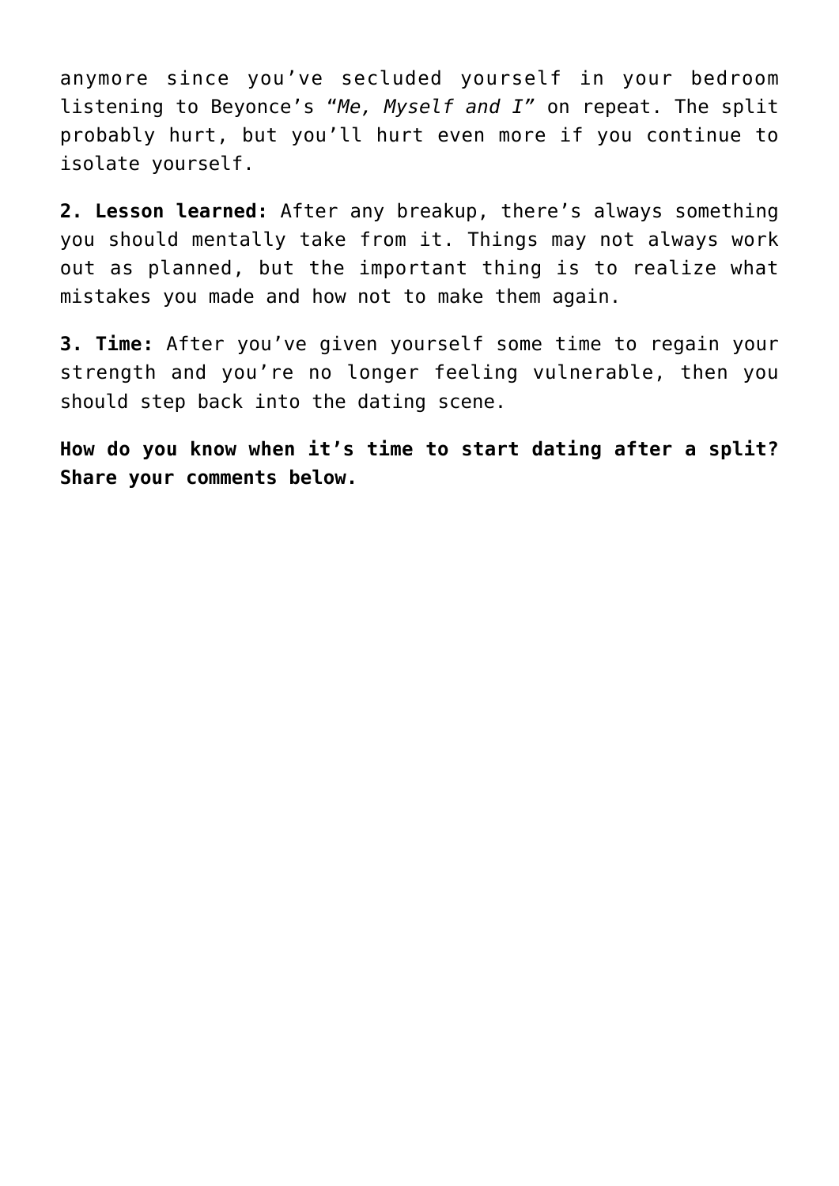anymore since you've secluded yourself in your bedroom listening to Beyonce's "*Me, Myself and I*" on repeat. The split probably hurt, but you'll hurt even more if you continue to isolate yourself.

**2. Lesson learned:** After any breakup, there's always something you should mentally take from it. Things may not always work out as planned, but the important thing is to realize what mistakes you made and how not to make them again.

**3. Time:** After you've given yourself some time to regain your strength and you're no longer feeling vulnerable, then you should step back into the dating scene.

**How do you know when it's time to start dating after a split? Share your comments below.**